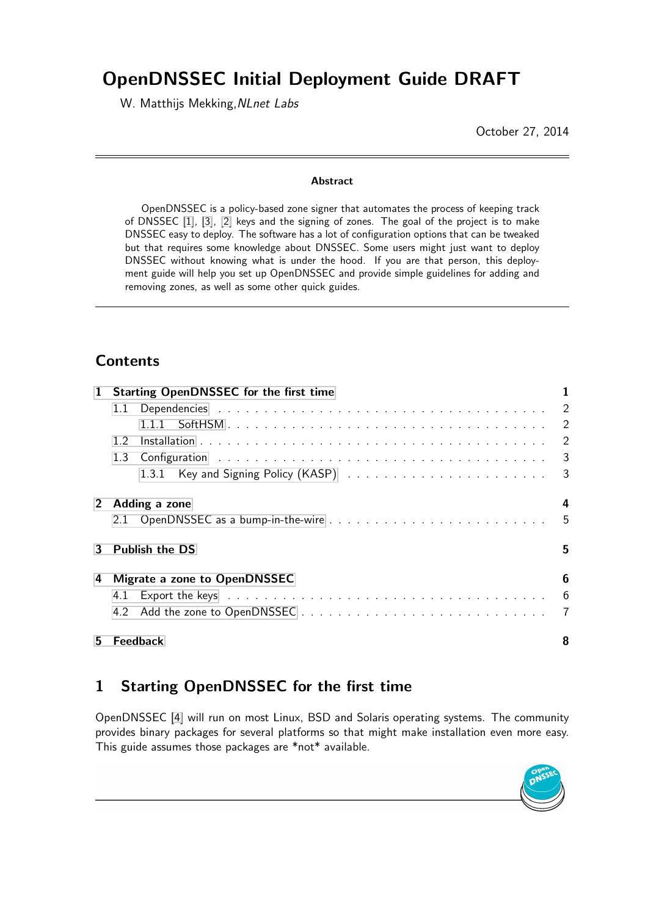# OpenDNSSEC Initial Deployment Guide DRAFT

W. Matthijs Mekking, *NLnet Labs*

October 27, 2014

---

**Abstract**

OpenDNSSEC is a policy-based zone signer that automates the process of keeping track of DNSSEC [1], [3], [2] keys and the signing of zones. The goal of the project is to make DNSSEC easy to deploy. The software has a lot of configuration options that can be tweaked but that requires some knowledge about DNSSEC. Some users might just want to deploy DNSSEC without knowing what is under the hood. If you are that person, this deployment guide will help you set up OpenDNSSEC and provide simple guidelines for adding and removing zones, as well as some other quick guides.

---

## Contents

- **1 Starting OpenDNSSEC for the first time** — 1
  - 1.1 Dependencies — 2
    - 1.1.1 SoftHSM — 2
  - 1.2 Installation — 2
  - 1.3 Configuration — 3
    - 1.3.1 Key and Signing Policy (KASP) — 3
- **2 Adding a zone** — 4
  - 2.1 OpenDNSSEC as a bump-in-the-wire — 5
- **3 Publish the DS** — 5
- **4 Migrate a zone to OpenDNSSEC** — 6
  - 4.1 Export the keys — 6
  - 4.2 Add the zone to OpenDNSSEC — 7
- **5 Feedback** — 8

## 1 Starting OpenDNSSEC for the first time

OpenDNSSEC [4] will run on most Linux, BSD and Solaris operating systems. The community provides binary packages for several platforms so that might make installation even more easy. This guide assumes those packages are *not* available.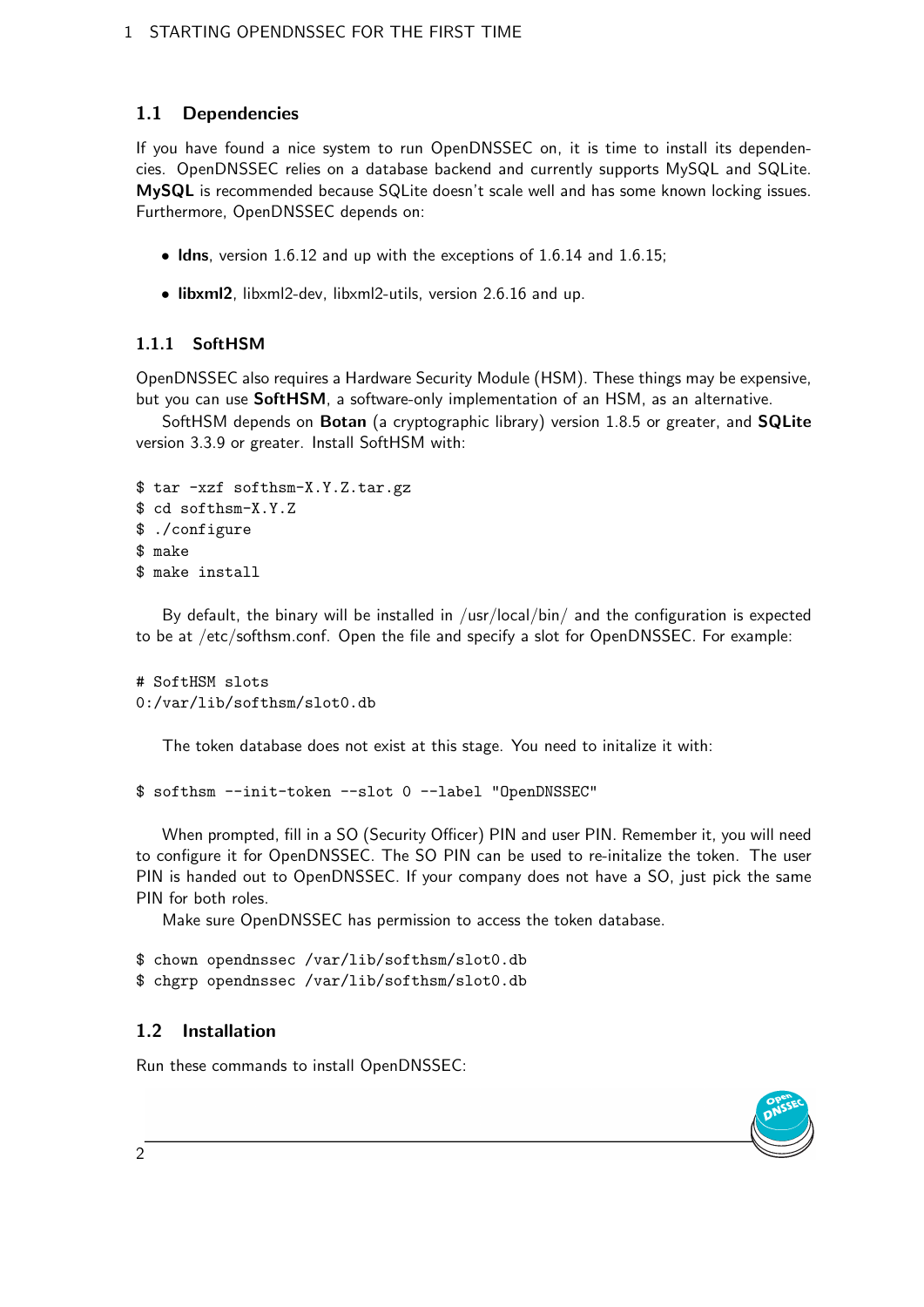## 1.1 Dependencies

If you have found a nice system to run OpenDNSSEC on, it is time to install its dependencies. OpenDNSSEC relies on a database backend and currently supports MySQL and SQLite. **MySQL** is recommended because SQLite doesn't scale well and has some known locking issues. Furthermore, OpenDNSSEC depends on:

- **ldns**, version 1.6.12 and up with the exceptions of 1.6.14 and 1.6.15;
- **libxml2**, libxml2-dev, libxml2-utils, version 2.6.16 and up.

### 1.1.1 SoftHSM

OpenDNSSEC also requires a Hardware Security Module (HSM). These things may be expensive, but you can use **SoftHSM**, a software-only implementation of an HSM, as an alternative.

SoftHSM depends on **Botan** (a cryptographic library) version 1.8.5 or greater, and **SQLite** version 3.3.9 or greater. Install SoftHSM with:

```
$ tar -xzf softhsm-X.Y.Z.tar.gz
$ cd softhsm-X.Y.Z
$ ./configure
$ make
$ make install
```

By default, the binary will be installed in /usr/local/bin/ and the configuration is expected to be at /etc/softhsm.conf. Open the file and specify a slot for OpenDNSSEC. For example:

```
# SoftHSM slots
0:/var/lib/softhsm/slot0.db
```

The token database does not exist at this stage. You need to initalize it with:

```
$ softhsm --init-token --slot 0 --label "OpenDNSSEC"
```

When prompted, fill in a SO (Security Officer) PIN and user PIN. Remember it, you will need to configure it for OpenDNSSEC. The SO PIN can be used to re-initalize the token. The user PIN is handed out to OpenDNSSEC. If your company does not have a SO, just pick the same PIN for both roles.

Make sure OpenDNSSEC has permission to access the token database.

```
$ chown opendnssec /var/lib/softhsm/slot0.db
$ chgrp opendnssec /var/lib/softhsm/slot0.db
```

## 1.2 Installation

Run these commands to install OpenDNSSEC: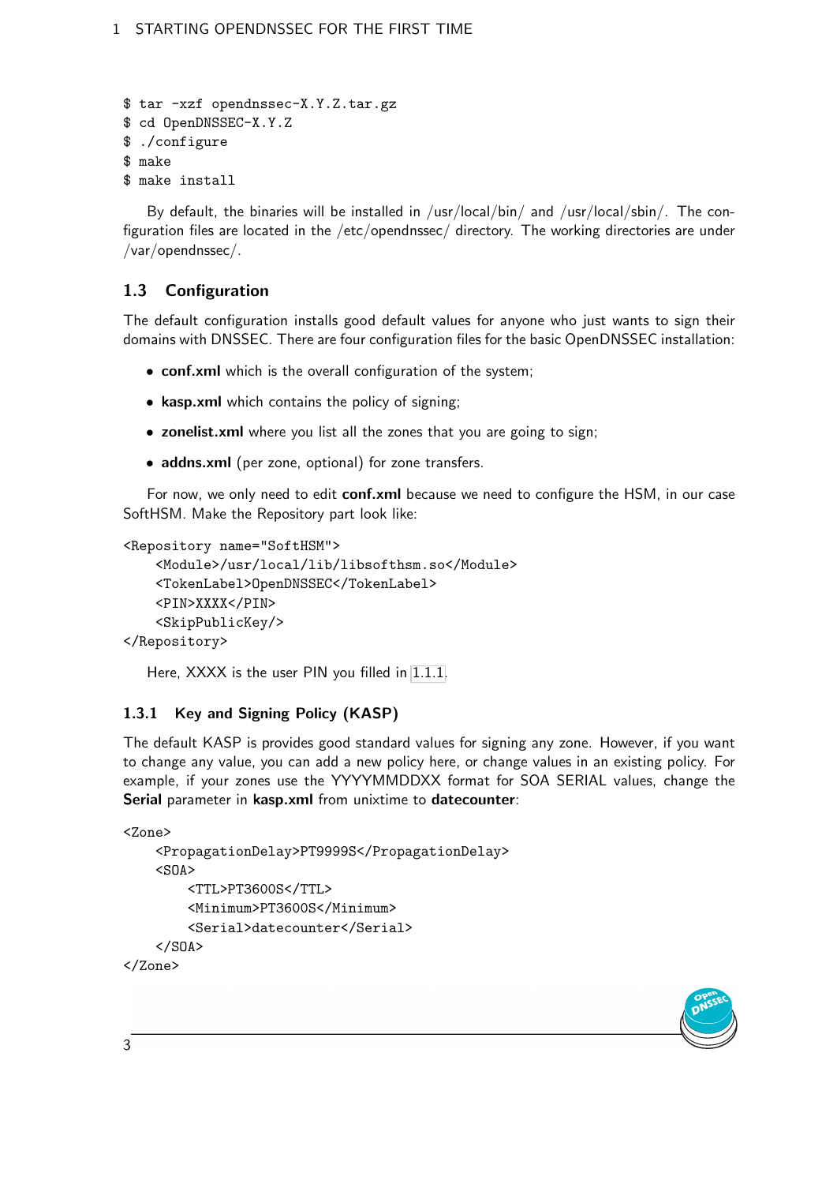```
$ tar -xzf opendnssec-X.Y.Z.tar.gz
$ cd OpenDNSSEC-X.Y.Z
$ ./configure
$ make
$ make install
```

By default, the binaries will be installed in /usr/local/bin/ and /usr/local/sbin/. The configuration files are located in the /etc/opendnssec/ directory. The working directories are under /var/opendnssec/.

## 1.3 Configuration

The default configuration installs good default values for anyone who just wants to sign their domains with DNSSEC. There are four configuration files for the basic OpenDNSSEC installation:

- **conf.xml** which is the overall configuration of the system;
- **kasp.xml** which contains the policy of signing;
- **zonelist.xml** where you list all the zones that you are going to sign;
- **addns.xml** (per zone, optional) for zone transfers.

For now, we only need to edit **conf.xml** because we need to configure the HSM, in our case SoftHSM. Make the Repository part look like:

```
<Repository name="SoftHSM">
    <Module>/usr/local/lib/libsofthsm.so</Module>
    <TokenLabel>OpenDNSSEC</TokenLabel>
    <PIN>XXXX</PIN>
    <SkipPublicKey/>
</Repository>
```

Here, XXXX is the user PIN you filled in 1.1.1.

### 1.3.1 Key and Signing Policy (KASP)

The default KASP is provides good standard values for signing any zone. However, if you want to change any value, you can add a new policy here, or change values in an existing policy. For example, if your zones use the YYYYMMDDXX format for SOA SERIAL values, change the **Serial** parameter in **kasp.xml** from unixtime to **datecounter**:

```
<Zone>
    <PropagationDelay>PT9999S</PropagationDelay>
    <SOA>
        <TTL>PT3600S</TTL>
        <Minimum>PT3600S</Minimum>
        <Serial>datecounter</Serial>
    </SOA>
</Zone>
```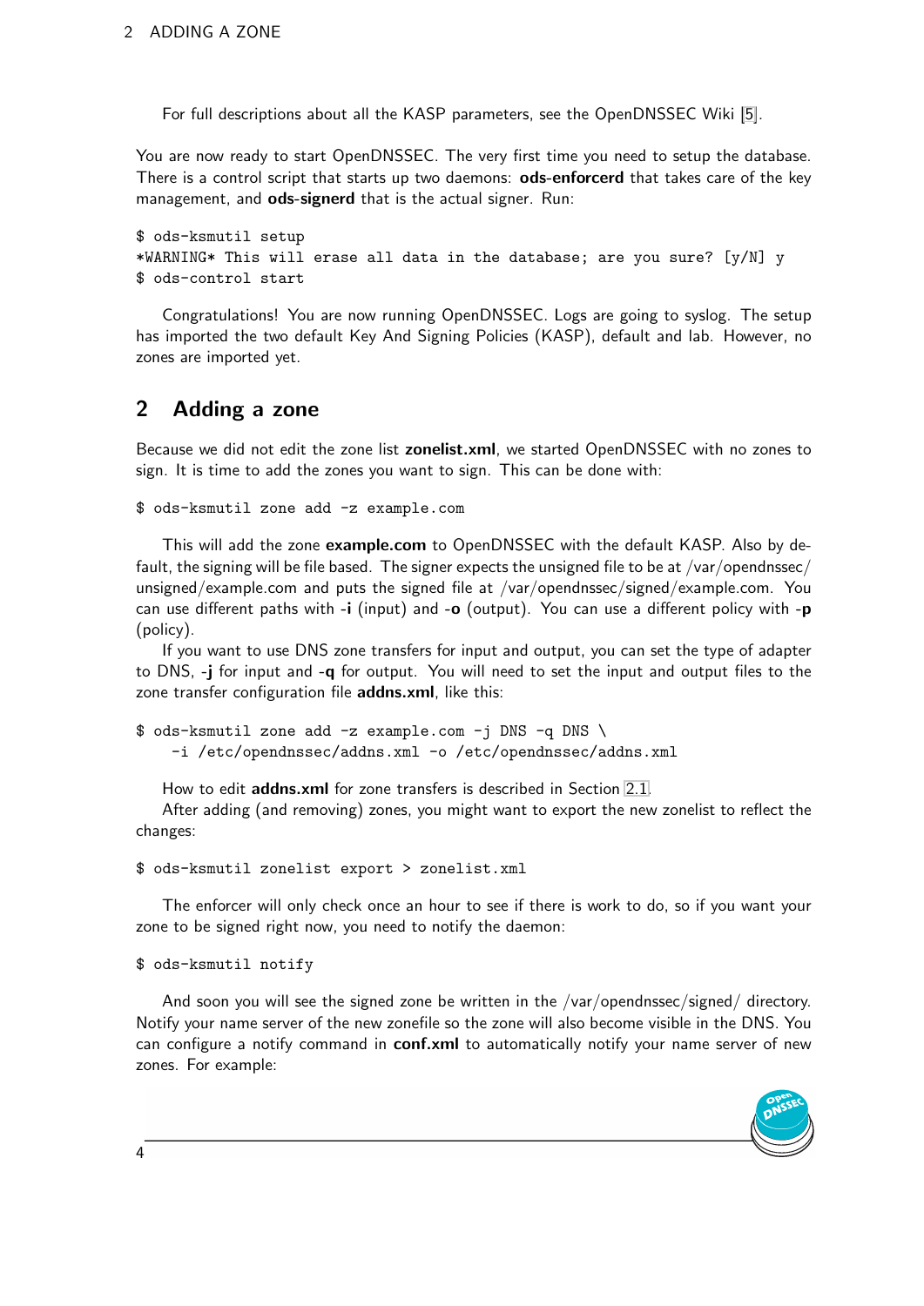For full descriptions about all the KASP parameters, see the OpenDNSSEC Wiki [5].

You are now ready to start OpenDNSSEC. The very first time you need to setup the database. There is a control script that starts up two daemons: **ods-enforcerd** that takes care of the key management, and **ods-signerd** that is the actual signer. Run:

```
$ ods-ksmutil setup
*WARNING* This will erase all data in the database; are you sure? [y/N] y
$ ods-control start
```

Congratulations! You are now running OpenDNSSEC. Logs are going to syslog. The setup has imported the two default Key And Signing Policies (KASP), default and lab. However, no zones are imported yet.

## 2 Adding a zone

Because we did not edit the zone list **zonelist.xml**, we started OpenDNSSEC with no zones to sign. It is time to add the zones you want to sign. This can be done with:

```
$ ods-ksmutil zone add -z example.com
```

This will add the zone **example.com** to OpenDNSSEC with the default KASP. Also by default, the signing will be file based. The signer expects the unsigned file to be at /var/opendnssec/unsigned/example.com and puts the signed file at /var/opendnssec/signed/example.com. You can use different paths with **-i** (input) and **-o** (output). You can use a different policy with **-p** (policy).

If you want to use DNS zone transfers for input and output, you can set the type of adapter to DNS, **-j** for input and **-q** for output. You will need to set the input and output files to the zone transfer configuration file **addns.xml**, like this:

```
$ ods-ksmutil zone add -z example.com -j DNS -q DNS \
    -i /etc/opendnssec/addns.xml -o /etc/opendnssec/addns.xml
```

How to edit **addns.xml** for zone transfers is described in Section 2.1.

After adding (and removing) zones, you might want to export the new zonelist to reflect the changes:

```
$ ods-ksmutil zonelist export > zonelist.xml
```

The enforcer will only check once an hour to see if there is work to do, so if you want your zone to be signed right now, you need to notify the daemon:

```
$ ods-ksmutil notify
```

And soon you will see the signed zone be written in the /var/opendnssec/signed/ directory. Notify your name server of the new zonefile so the zone will also become visible in the DNS. You can configure a notify command in **conf.xml** to automatically notify your name server of new zones. For example: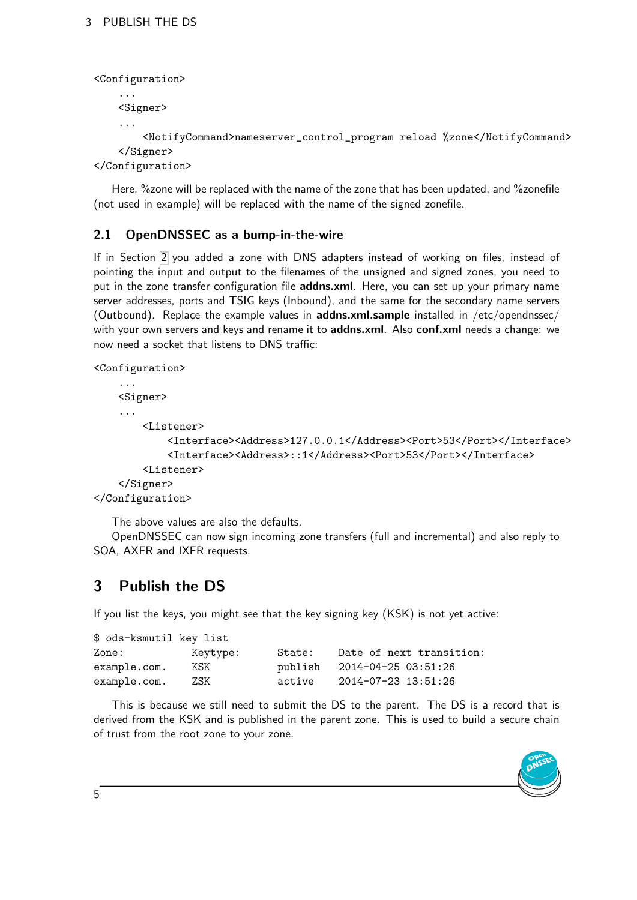```
<Configuration>
    ...
    <Signer>
    ...
        <NotifyCommand>nameserver_control_program reload %zone</NotifyCommand>
    </Signer>
</Configuration>
```

Here, %zone will be replaced with the name of the zone that has been updated, and %zonefile (not used in example) will be replaced with the name of the signed zonefile.

### 2.1 OpenDNSSEC as a bump-in-the-wire

If in Section 2 you added a zone with DNS adapters instead of working on files, instead of pointing the input and output to the filenames of the unsigned and signed zones, you need to put in the zone transfer configuration file **addns.xml**. Here, you can set up your primary name server addresses, ports and TSIG keys (Inbound), and the same for the secondary name servers (Outbound). Replace the example values in **addns.xml.sample** installed in /etc/opendnssec/ with your own servers and keys and rename it to **addns.xml**. Also **conf.xml** needs a change: we now need a socket that listens to DNS traffic:

```
<Configuration>
    ...
    <Signer>
    ...
        <Listener>
            <Interface><Address>127.0.0.1</Address><Port>53</Port></Interface>
            <Interface><Address>::1</Address><Port>53</Port></Interface>
        <Listener>
    </Signer>
</Configuration>
```

The above values are also the defaults.

OpenDNSSEC can now sign incoming zone transfers (full and incremental) and also reply to SOA, AXFR and IXFR requests.

## 3 Publish the DS

If you list the keys, you might see that the key signing key (KSK) is not yet active:

```
$ ods-ksmutil key list
Zone:           Keytype:      State:    Date of next transition:
example.com.    KSK           publish   2014-04-25 03:51:26
example.com.    ZSK           active    2014-07-23 13:51:26
```

This is because we still need to submit the DS to the parent. The DS is a record that is derived from the KSK and is published in the parent zone. This is used to build a secure chain of trust from the root zone to your zone.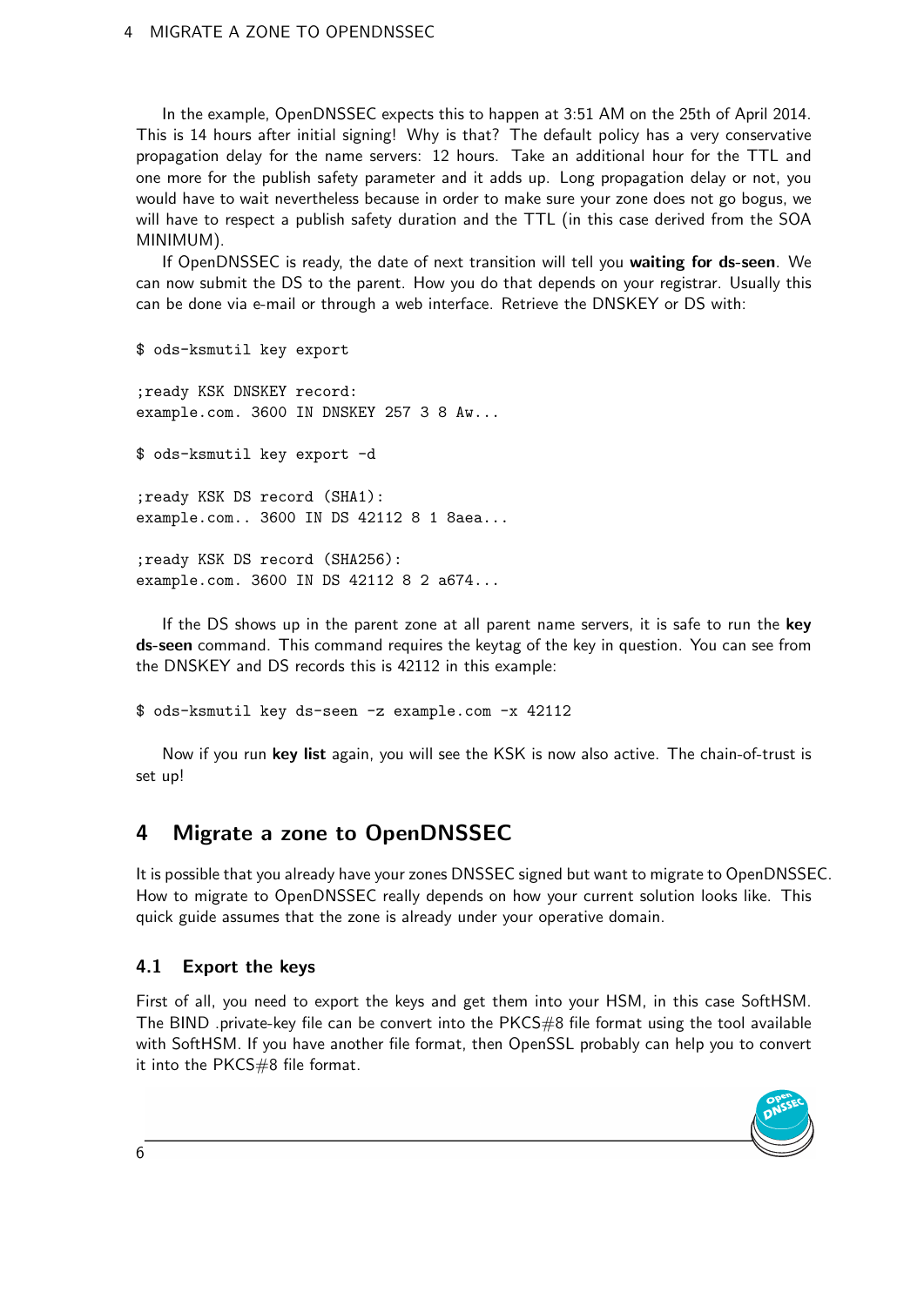In the example, OpenDNSSEC expects this to happen at 3:51 AM on the 25th of April 2014. This is 14 hours after initial signing! Why is that? The default policy has a very conservative propagation delay for the name servers: 12 hours. Take an additional hour for the TTL and one more for the publish safety parameter and it adds up. Long propagation delay or not, you would have to wait nevertheless because in order to make sure your zone does not go bogus, we will have to respect a publish safety duration and the TTL (in this case derived from the SOA MINIMUM).

If OpenDNSSEC is ready, the date of next transition will tell you **waiting for ds-seen**. We can now submit the DS to the parent. How you do that depends on your registrar. Usually this can be done via e-mail or through a web interface. Retrieve the DNSKEY or DS with:

```
$ ods-ksmutil key export

;ready KSK DNSKEY record:
example.com. 3600 IN DNSKEY 257 3 8 Aw...

$ ods-ksmutil key export -d

;ready KSK DS record (SHA1):
example.com.. 3600 IN DS 42112 8 1 8aea...

;ready KSK DS record (SHA256):
example.com. 3600 IN DS 42112 8 2 a674...
```

If the DS shows up in the parent zone at all parent name servers, it is safe to run the **key ds-seen** command. This command requires the keytag of the key in question. You can see from the DNSKEY and DS records this is 42112 in this example:

```
$ ods-ksmutil key ds-seen -z example.com -x 42112
```

Now if you run **key list** again, you will see the KSK is now also active. The chain-of-trust is set up!

# 4 Migrate a zone to OpenDNSSEC

It is possible that you already have your zones DNSSEC signed but want to migrate to OpenDNSSEC. How to migrate to OpenDNSSEC really depends on how your current solution looks like. This quick guide assumes that the zone is already under your operative domain.

## 4.1 Export the keys

First of all, you need to export the keys and get them into your HSM, in this case SoftHSM. The BIND .private-key file can be convert into the PKCS#8 file format using the tool available with SoftHSM. If you have another file format, then OpenSSL probably can help you to convert it into the PKCS#8 file format.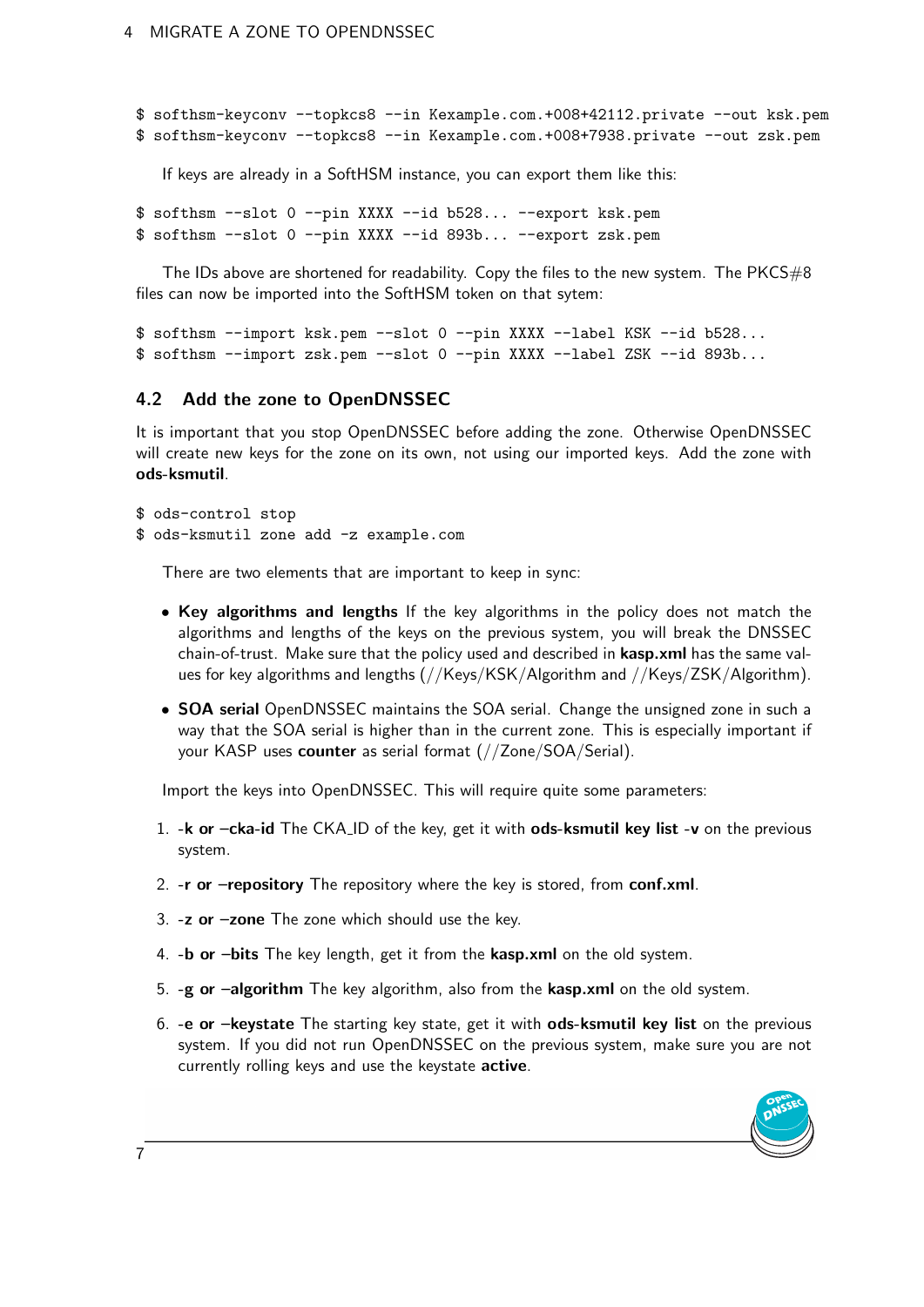```
$ softhsm-keyconv --topkcs8 --in Kexample.com.+008+42112.private --out ksk.pem
$ softhsm-keyconv --topkcs8 --in Kexample.com.+008+7938.private --out zsk.pem
```

If keys are already in a SoftHSM instance, you can export them like this:

```
$ softhsm --slot 0 --pin XXXX --id b528... --export ksk.pem
$ softhsm --slot 0 --pin XXXX --id 893b... --export zsk.pem
```

The IDs above are shortened for readability. Copy the files to the new system. The PKCS#8 files can now be imported into the SoftHSM token on that sytem:

```
$ softhsm --import ksk.pem --slot 0 --pin XXXX --label KSK --id b528...
$ softhsm --import zsk.pem --slot 0 --pin XXXX --label ZSK --id 893b...
```

## 4.2 Add the zone to OpenDNSSEC

It is important that you stop OpenDNSSEC before adding the zone. Otherwise OpenDNSSEC will create new keys for the zone on its own, not using our imported keys. Add the zone with **ods-ksmutil**.

```
$ ods-control stop
$ ods-ksmutil zone add -z example.com
```

There are two elements that are important to keep in sync:

- **Key algorithms and lengths** If the key algorithms in the policy does not match the algorithms and lengths of the keys on the previous system, you will break the DNSSEC chain-of-trust. Make sure that the policy used and described in **kasp.xml** has the same values for key algorithms and lengths (//Keys/KSK/Algorithm and //Keys/ZSK/Algorithm).
- **SOA serial** OpenDNSSEC maintains the SOA serial. Change the unsigned zone in such a way that the SOA serial is higher than in the current zone. This is especially important if your KASP uses **counter** as serial format (//Zone/SOA/Serial).

Import the keys into OpenDNSSEC. This will require quite some parameters:

1. **-k or –cka-id** The CKA_ID of the key, get it with **ods-ksmutil key list -v** on the previous system.
2. **-r or –repository** The repository where the key is stored, from **conf.xml**.
3. **-z or –zone** The zone which should use the key.
4. **-b or –bits** The key length, get it from the **kasp.xml** on the old system.
5. **-g or –algorithm** The key algorithm, also from the **kasp.xml** on the old system.
6. **-e or –keystate** The starting key state, get it with **ods-ksmutil key list** on the previous system. If you did not run OpenDNSSEC on the previous system, make sure you are not currently rolling keys and use the keystate **active**.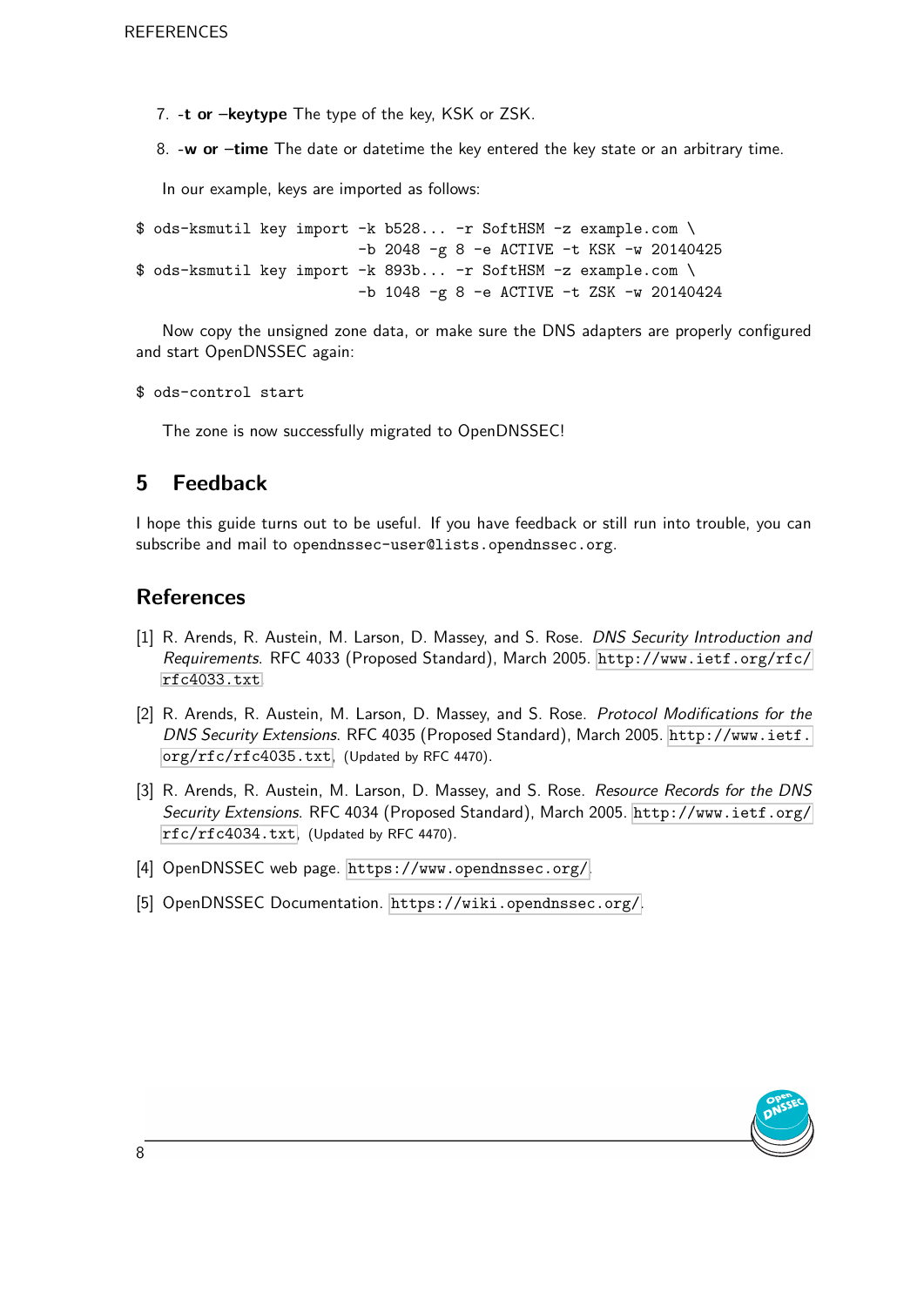7. **-t or --keytype** The type of the key, KSK or ZSK.

8. **-w or --time** The date or datetime the key entered the key state or an arbitrary time.

In our example, keys are imported as follows:

```
$ ods-ksmutil key import -k b528... -r SoftHSM -z example.com \
                         -b 2048 -g 8 -e ACTIVE -t KSK -w 20140425
$ ods-ksmutil key import -k 893b... -r SoftHSM -z example.com \
                         -b 1048 -g 8 -e ACTIVE -t ZSK -w 20140424
```

Now copy the unsigned zone data, or make sure the DNS adapters are properly configured and start OpenDNSSEC again:

```
$ ods-control start
```

The zone is now successfully migrated to OpenDNSSEC!

## 5 Feedback

I hope this guide turns out to be useful. If you have feedback or still run into trouble, you can subscribe and mail to opendnssec-user@lists.opendnssec.org.

## References

[1] R. Arends, R. Austein, M. Larson, D. Massey, and S. Rose. *DNS Security Introduction and Requirements*. RFC 4033 (Proposed Standard), March 2005. http://www.ietf.org/rfc/rfc4033.txt.

[2] R. Arends, R. Austein, M. Larson, D. Massey, and S. Rose. *Protocol Modifications for the DNS Security Extensions*. RFC 4035 (Proposed Standard), March 2005. http://www.ietf.org/rfc/rfc4035.txt, (Updated by RFC 4470).

[3] R. Arends, R. Austein, M. Larson, D. Massey, and S. Rose. *Resource Records for the DNS Security Extensions*. RFC 4034 (Proposed Standard), March 2005. http://www.ietf.org/rfc/rfc4034.txt, (Updated by RFC 4470).

[4] OpenDNSSEC web page. https://www.opendnssec.org/.

[5] OpenDNSSEC Documentation. https://wiki.opendnssec.org/.